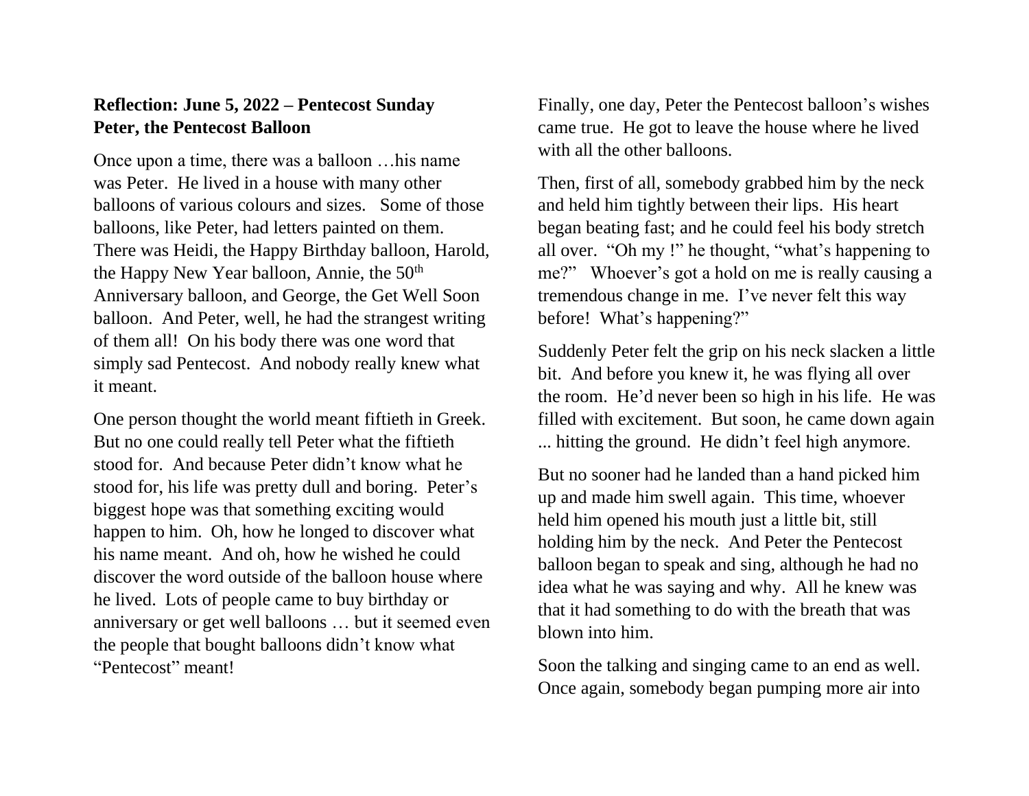**Reflection: June 5, 2022 – Pentecost Sunday**
**Peter, the Pentecost Balloon**

Once upon a time, there was a balloon …his name was Peter. He lived in a house with many other balloons of various colours and sizes. Some of those balloons, like Peter, had letters painted on them. There was Heidi, the Happy Birthday balloon, Harold, the Happy New Year balloon, Annie, the 50th Anniversary balloon, and George, the Get Well Soon balloon. And Peter, well, he had the strangest writing of them all! On his body there was one word that simply sad Pentecost. And nobody really knew what it meant.

One person thought the world meant fiftieth in Greek. But no one could really tell Peter what the fiftieth stood for. And because Peter didn't know what he stood for, his life was pretty dull and boring. Peter's biggest hope was that something exciting would happen to him. Oh, how he longed to discover what his name meant. And oh, how he wished he could discover the word outside of the balloon house where he lived. Lots of people came to buy birthday or anniversary or get well balloons … but it seemed even the people that bought balloons didn't know what "Pentecost" meant!

Finally, one day, Peter the Pentecost balloon's wishes came true. He got to leave the house where he lived with all the other balloons.

Then, first of all, somebody grabbed him by the neck and held him tightly between their lips. His heart began beating fast; and he could feel his body stretch all over. "Oh my !" he thought, "what's happening to me?" Whoever's got a hold on me is really causing a tremendous change in me. I've never felt this way before! What's happening?"

Suddenly Peter felt the grip on his neck slacken a little bit. And before you knew it, he was flying all over the room. He'd never been so high in his life. He was filled with excitement. But soon, he came down again ... hitting the ground. He didn't feel high anymore.

But no sooner had he landed than a hand picked him up and made him swell again. This time, whoever held him opened his mouth just a little bit, still holding him by the neck. And Peter the Pentecost balloon began to speak and sing, although he had no idea what he was saying and why. All he knew was that it had something to do with the breath that was blown into him.

Soon the talking and singing came to an end as well. Once again, somebody began pumping more air into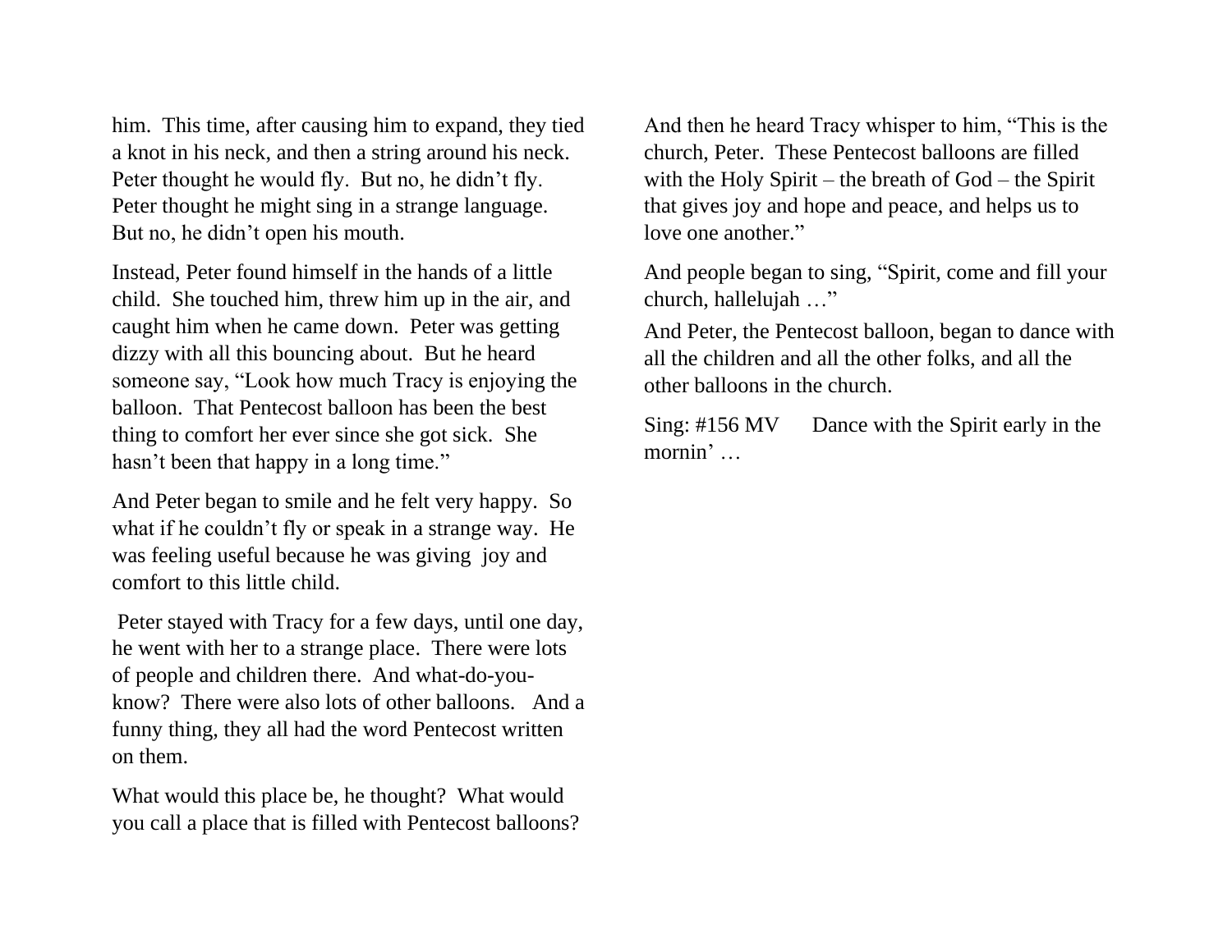him. This time, after causing him to expand, they tied a knot in his neck, and then a string around his neck. Peter thought he would fly. But no, he didn't fly. Peter thought he might sing in a strange language. But no, he didn't open his mouth.

Instead, Peter found himself in the hands of a little child. She touched him, threw him up in the air, and caught him when he came down. Peter was getting dizzy with all this bouncing about. But he heard someone say, "Look how much Tracy is enjoying the balloon. That Pentecost balloon has been the best thing to comfort her ever since she got sick. She hasn't been that happy in a long time."

And Peter began to smile and he felt very happy. So what if he couldn't fly or speak in a strange way. He was feeling useful because he was giving joy and comfort to this little child.

Peter stayed with Tracy for a few days, until one day, he went with her to a strange place. There were lots of people and children there. And what-do-you-know? There were also lots of other balloons. And a funny thing, they all had the word Pentecost written on them.

What would this place be, he thought? What would you call a place that is filled with Pentecost balloons?

And then he heard Tracy whisper to him, "This is the church, Peter. These Pentecost balloons are filled with the Holy Spirit – the breath of God – the Spirit that gives joy and hope and peace, and helps us to love one another."

And people began to sing, "Spirit, come and fill your church, hallelujah …"

And Peter, the Pentecost balloon, began to dance with all the children and all the other folks, and all the other balloons in the church.

Sing: #156 MV Dance with the Spirit early in the mornin' …